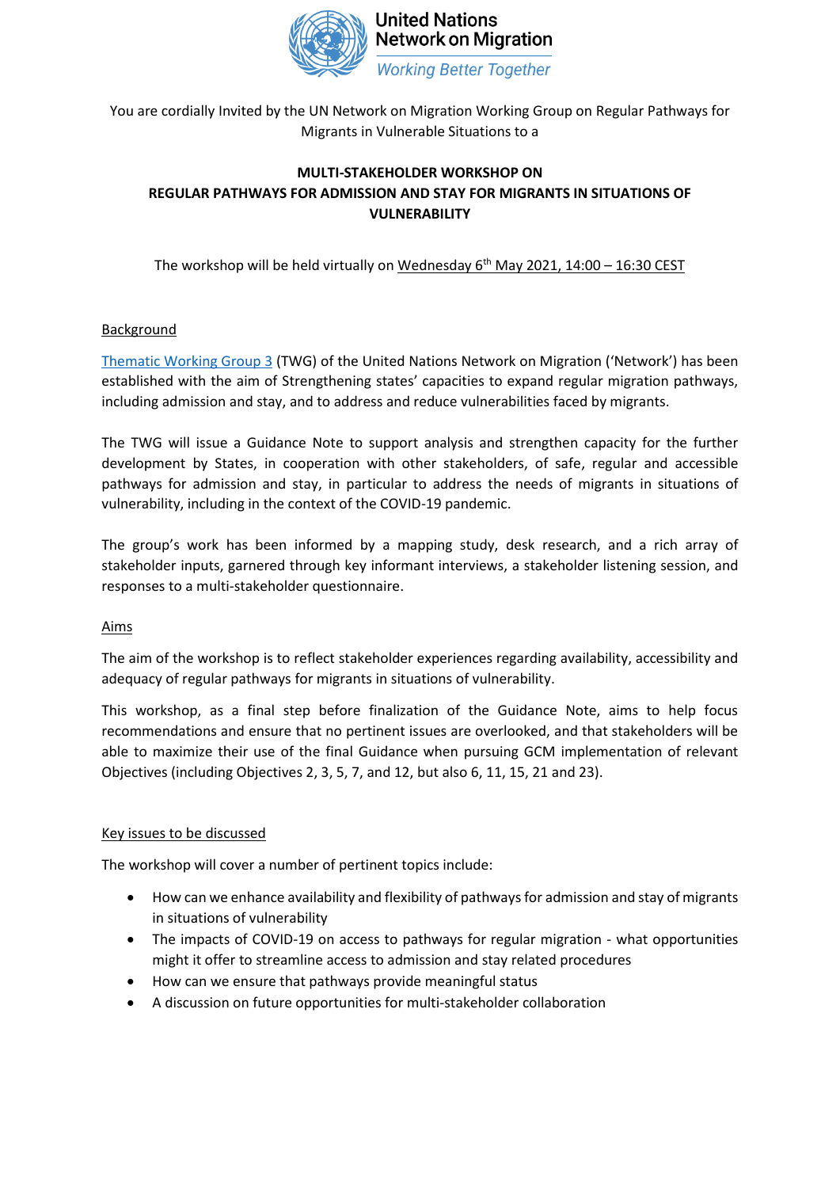United Nations
Network on Migration
*Working Better Together*

You are cordially Invited by the UN Network on Migration Working Group on Regular Pathways for Migrants in Vulnerable Situations to a

**MULTI-STAKEHOLDER WORKSHOP ON REGULAR PATHWAYS FOR ADMISSION AND STAY FOR MIGRANTS IN SITUATIONS OF VULNERABILITY**

The workshop will be held virtually on Wednesday 6th May 2021, 14:00 – 16:30 CEST

## Background

Thematic Working Group 3 (TWG) of the United Nations Network on Migration ('Network') has been established with the aim of Strengthening states' capacities to expand regular migration pathways, including admission and stay, and to address and reduce vulnerabilities faced by migrants.

The TWG will issue a Guidance Note to support analysis and strengthen capacity for the further development by States, in cooperation with other stakeholders, of safe, regular and accessible pathways for admission and stay, in particular to address the needs of migrants in situations of vulnerability, including in the context of the COVID-19 pandemic.

The group's work has been informed by a mapping study, desk research, and a rich array of stakeholder inputs, garnered through key informant interviews, a stakeholder listening session, and responses to a multi-stakeholder questionnaire.

## Aims

The aim of the workshop is to reflect stakeholder experiences regarding availability, accessibility and adequacy of regular pathways for migrants in situations of vulnerability.

This workshop, as a final step before finalization of the Guidance Note, aims to help focus recommendations and ensure that no pertinent issues are overlooked, and that stakeholders will be able to maximize their use of the final Guidance when pursuing GCM implementation of relevant Objectives (including Objectives 2, 3, 5, 7, and 12, but also 6, 11, 15, 21 and 23).

## Key issues to be discussed

The workshop will cover a number of pertinent topics include:

- How can we enhance availability and flexibility of pathways for admission and stay of migrants in situations of vulnerability
- The impacts of COVID-19 on access to pathways for regular migration - what opportunities might it offer to streamline access to admission and stay related procedures
- How can we ensure that pathways provide meaningful status
- A discussion on future opportunities for multi-stakeholder collaboration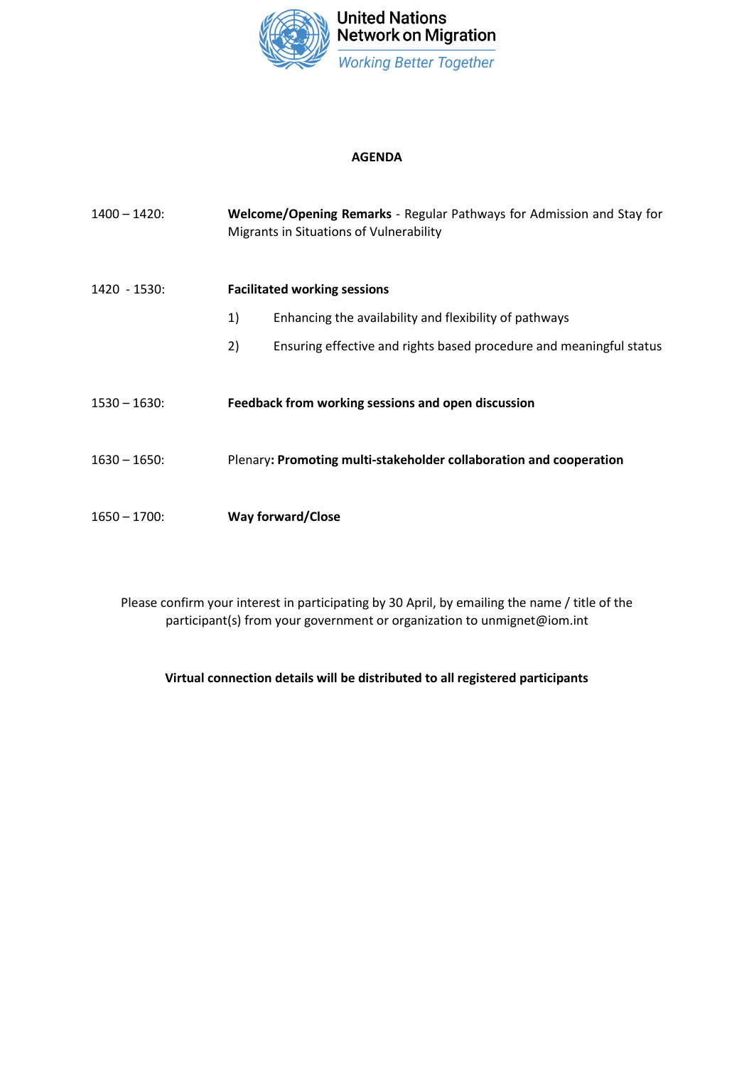United Nations
Network on Migration
*Working Better Together*

**AGENDA**

| | |
|---|---|
| 1400 – 1420: | **Welcome/Opening Remarks** - Regular Pathways for Admission and Stay for Migrants in Situations of Vulnerability |
| 1420 - 1530: | **Facilitated working sessions**<br>1) Enhancing the availability and flexibility of pathways<br>2) Ensuring effective and rights based procedure and meaningful status |
| 1530 – 1630: | **Feedback from working sessions and open discussion** |
| 1630 – 1650: | Plenary**: Promoting multi-stakeholder collaboration and cooperation** |
| 1650 – 1700: | **Way forward/Close** |

Please confirm your interest in participating by 30 April, by emailing the name / title of the participant(s) from your government or organization to unmignet@iom.int

**Virtual connection details will be distributed to all registered participants**